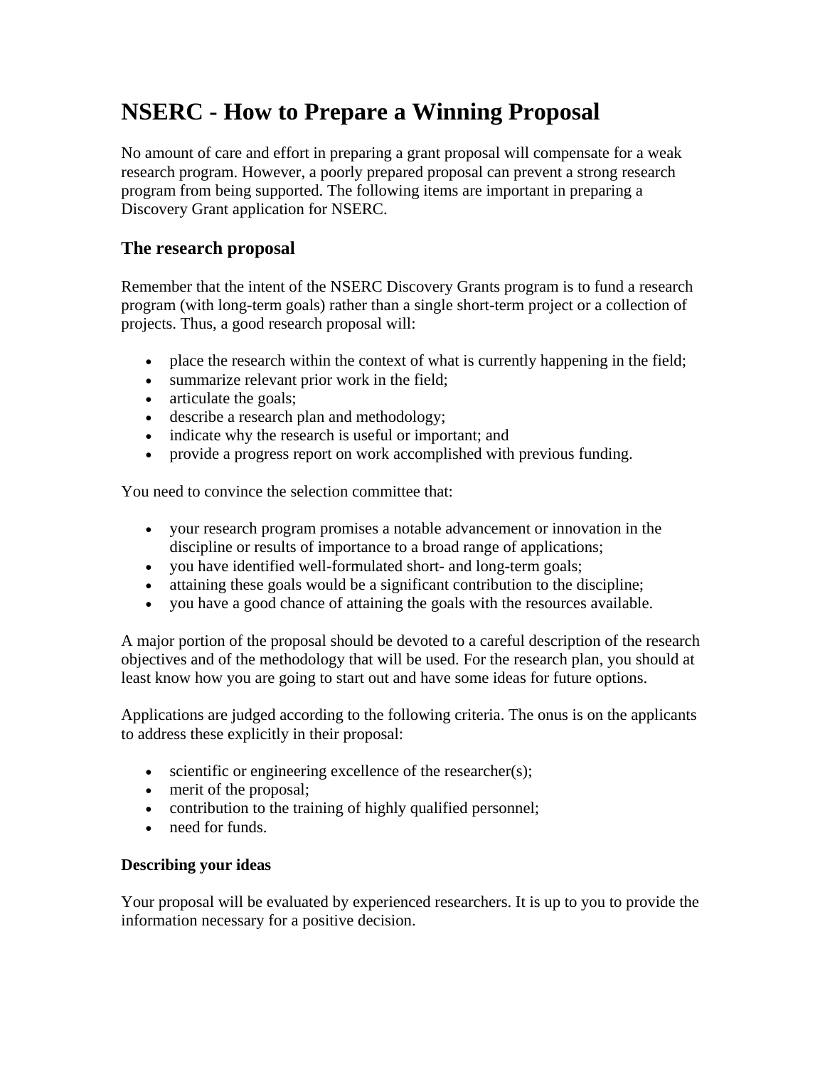# NSERC - How to Prepare a Winning Proposal

No amount of care and effort in preparing a grant proposal will compensate for a weak research program. However, a poorly prepared proposal can prevent a strong research program from being supported. The following items are important in preparing a Discovery Grant application for NSERC.

## The research proposal

Remember that the intent of the NSERC Discovery Grants program is to fund a research program (with long-term goals) rather than a single short-term project or a collection of projects. Thus, a good research proposal will:

- place the research within the context of what is currently happening in the field;
- summarize relevant prior work in the field;
- articulate the goals;
- describe a research plan and methodology;
- indicate why the research is useful or important; and
- provide a progress report on work accomplished with previous funding.

You need to convince the selection committee that:

- your research program promises a notable advancement or innovation in the discipline or results of importance to a broad range of applications;
- you have identified well-formulated short- and long-term goals;
- attaining these goals would be a significant contribution to the discipline;
- you have a good chance of attaining the goals with the resources available.

A major portion of the proposal should be devoted to a careful description of the research objectives and of the methodology that will be used. For the research plan, you should at least know how you are going to start out and have some ideas for future options.

Applications are judged according to the following criteria. The onus is on the applicants to address these explicitly in their proposal:

- scientific or engineering excellence of the researcher(s);
- merit of the proposal;
- contribution to the training of highly qualified personnel;
- need for funds.

### Describing your ideas

Your proposal will be evaluated by experienced researchers. It is up to you to provide the information necessary for a positive decision.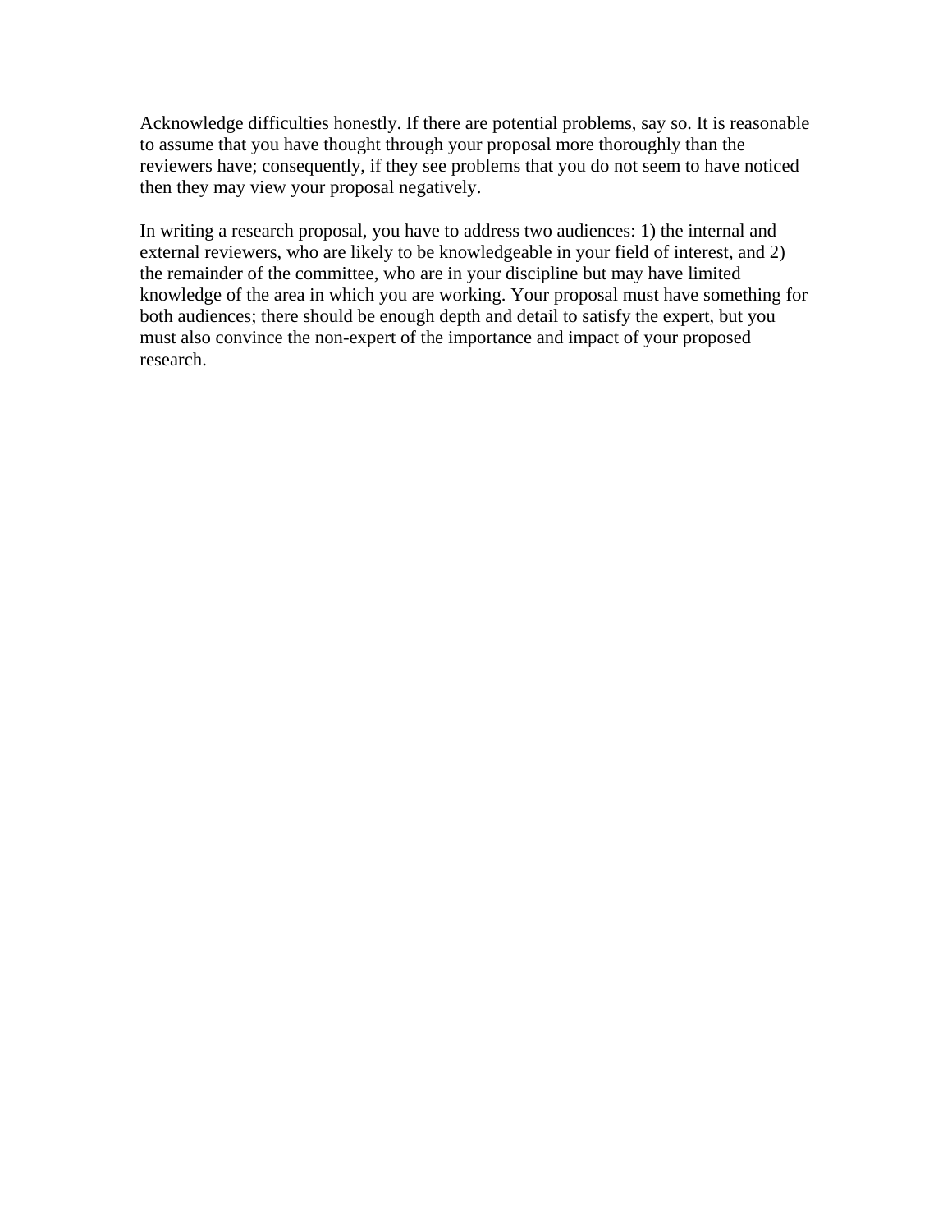Acknowledge difficulties honestly. If there are potential problems, say so. It is reasonable to assume that you have thought through your proposal more thoroughly than the reviewers have; consequently, if they see problems that you do not seem to have noticed then they may view your proposal negatively.

In writing a research proposal, you have to address two audiences: 1) the internal and external reviewers, who are likely to be knowledgeable in your field of interest, and 2) the remainder of the committee, who are in your discipline but may have limited knowledge of the area in which you are working. Your proposal must have something for both audiences; there should be enough depth and detail to satisfy the expert, but you must also convince the non-expert of the importance and impact of your proposed research.